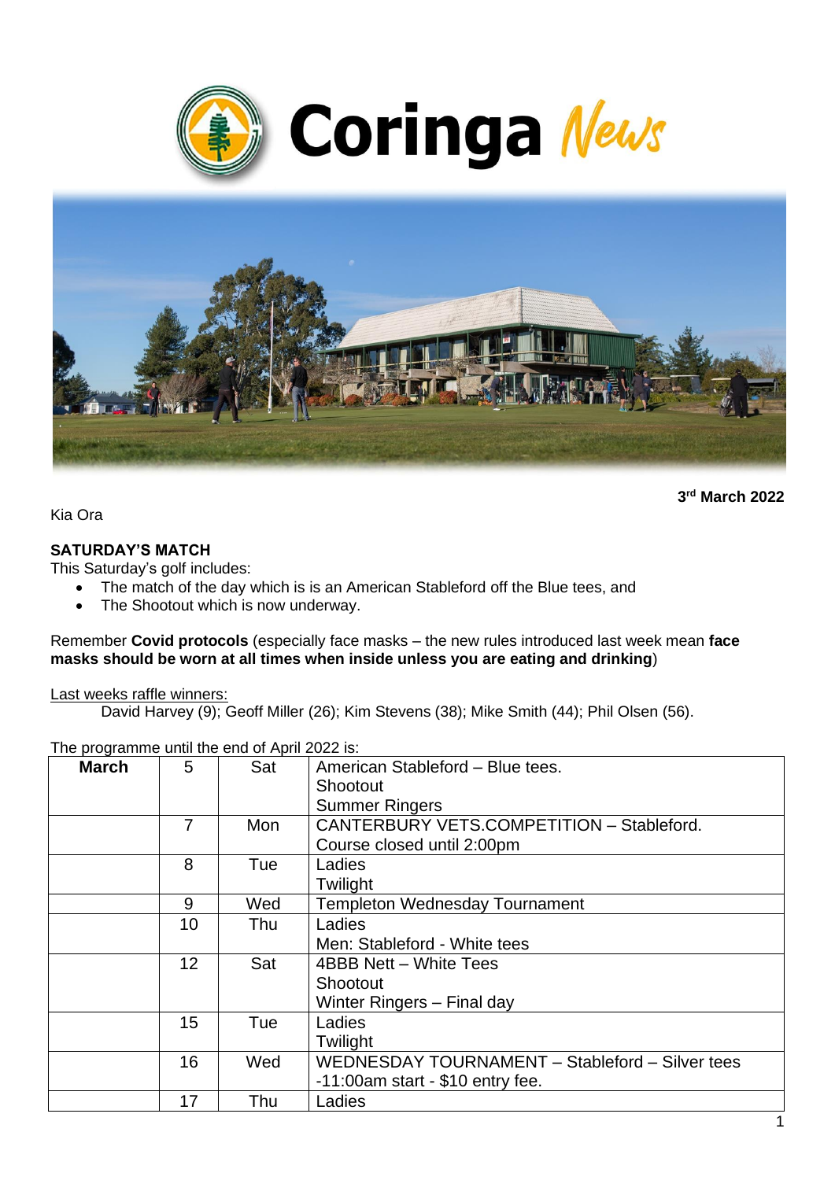# Coringa News

**3rd March 2022**

Kia Ora

**SATURDAY'S MATCH**

This Saturday's golf includes:

- The match of the day which is is an American Stableford off the Blue tees, and
- The Shootout which is now underway.

Remember **Covid protocols** (especially face masks – the new rules introduced last week mean **face masks should be worn at all times when inside unless you are eating and drinking**)

Last weeks raffle winners:

David Harvey (9); Geoff Miller (26); Kim Stevens (38); Mike Smith (44); Phil Olsen (56).

The programme until the end of April 2022 is:

| **March** | 5 | Sat | American Stableford – Blue tees.<br>Shootout<br>Summer Ringers |
|---|---|---|---|
| | 7 | Mon | CANTERBURY VETS.COMPETITION – Stableford.<br>Course closed until 2:00pm |
| | 8 | Tue | Ladies<br>Twilight |
| | 9 | Wed | Templeton Wednesday Tournament |
| | 10 | Thu | Ladies<br>Men: Stableford - White tees |
| | 12 | Sat | 4BBB Nett – White Tees<br>Shootout<br>Winter Ringers – Final day |
| | 15 | Tue | Ladies<br>Twilight |
| | 16 | Wed | WEDNESDAY TOURNAMENT – Stableford – Silver tees -11:00am start - $10 entry fee. |
| | 17 | Thu | Ladies |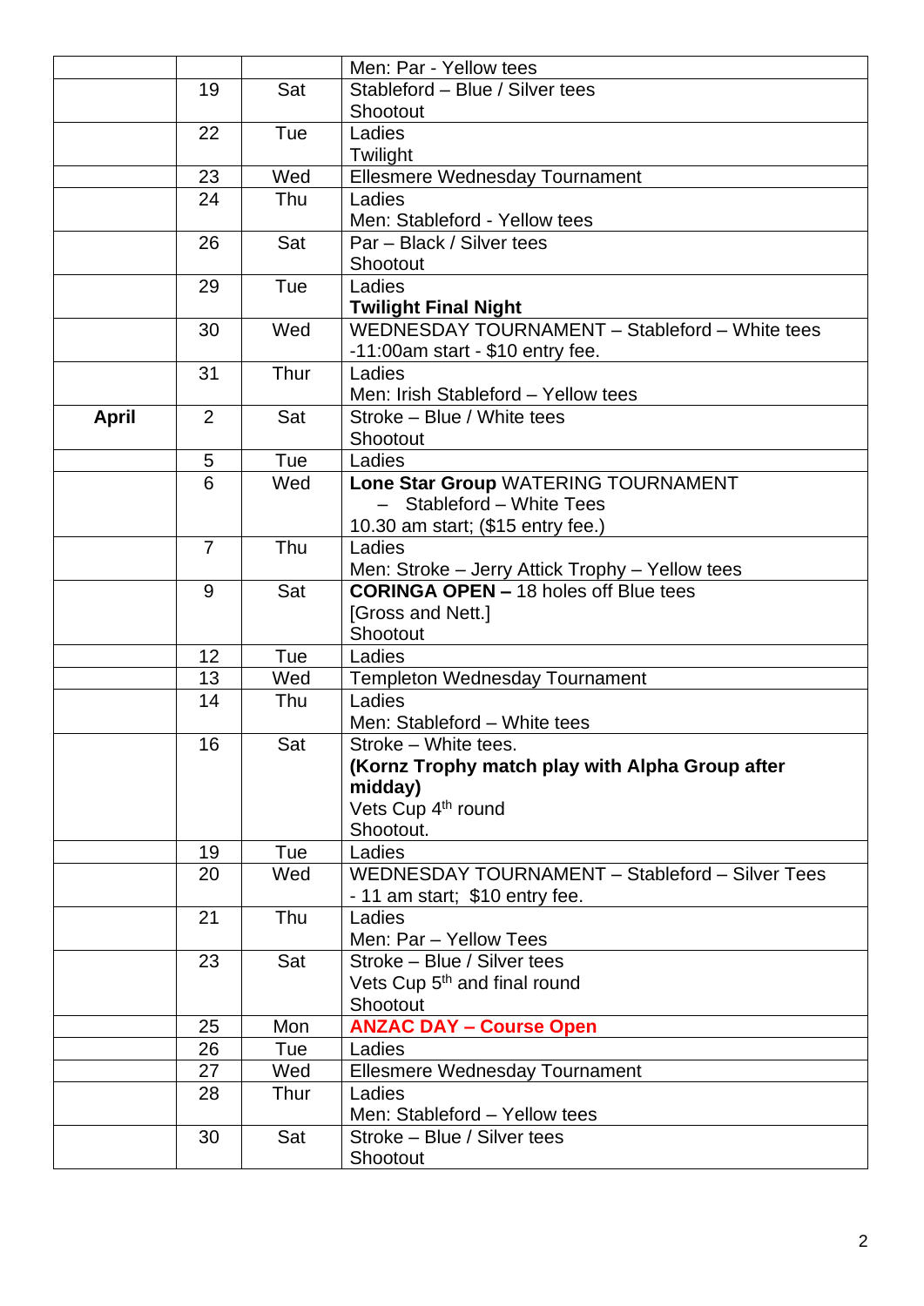|  |  |  |  |
|---|---|---|---|
|  |  |  | Men: Par - Yellow tees |
|  | 19 | Sat | Stableford – Blue / Silver tees<br>Shootout |
|  | 22 | Tue | Ladies<br>Twilight |
|  | 23 | Wed | Ellesmere Wednesday Tournament |
|  | 24 | Thu | Ladies<br>Men: Stableford - Yellow tees |
|  | 26 | Sat | Par – Black / Silver tees<br>Shootout |
|  | 29 | Tue | Ladies<br>**Twilight Final Night** |
|  | 30 | Wed | WEDNESDAY TOURNAMENT – Stableford – White tees -11:00am start - $10 entry fee. |
|  | 31 | Thur | Ladies<br>Men: Irish Stableford – Yellow tees |
| **April** | 2 | Sat | Stroke – Blue / White tees<br>Shootout |
|  | 5 | Tue | Ladies |
|  | 6 | Wed | **Lone Star Group** WATERING TOURNAMENT – Stableford – White Tees<br>10.30 am start; ($15 entry fee.) |
|  | 7 | Thu | Ladies<br>Men: Stroke – Jerry Attick Trophy – Yellow tees |
|  | 9 | Sat | **CORINGA OPEN –** 18 holes off Blue tees<br>[Gross and Nett.]<br>Shootout |
|  | 12 | Tue | Ladies |
|  | 13 | Wed | Templeton Wednesday Tournament |
|  | 14 | Thu | Ladies<br>Men: Stableford – White tees |
|  | 16 | Sat | Stroke – White tees.<br>**(Kornz Trophy match play with Alpha Group after midday)**<br>Vets Cup 4th round<br>Shootout. |
|  | 19 | Tue | Ladies |
|  | 20 | Wed | WEDNESDAY TOURNAMENT – Stableford – Silver Tees - 11 am start; $10 entry fee. |
|  | 21 | Thu | Ladies<br>Men: Par – Yellow Tees |
|  | 23 | Sat | Stroke – Blue / Silver tees<br>Vets Cup 5th and final round<br>Shootout |
|  | 25 | Mon | **ANZAC DAY – Course Open** |
|  | 26 | Tue | Ladies |
|  | 27 | Wed | Ellesmere Wednesday Tournament |
|  | 28 | Thur | Ladies<br>Men: Stableford – Yellow tees |
|  | 30 | Sat | Stroke – Blue / Silver tees<br>Shootout |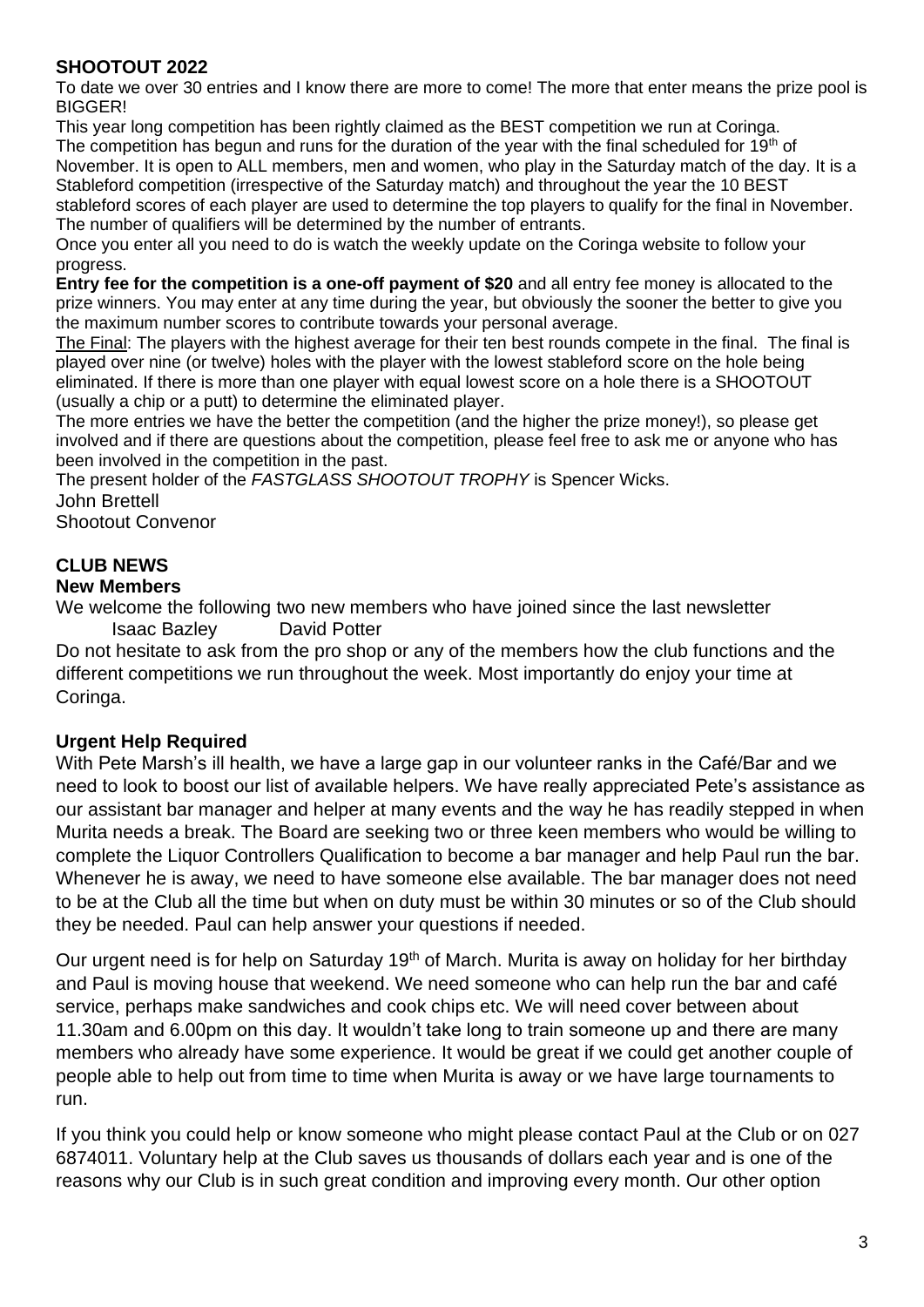## SHOOTOUT 2022

To date we over 30 entries and I know there are more to come! The more that enter means the prize pool is BIGGER!

This year long competition has been rightly claimed as the BEST competition we run at Coringa.

The competition has begun and runs for the duration of the year with the final scheduled for 19th of November. It is open to ALL members, men and women, who play in the Saturday match of the day. It is a Stableford competition (irrespective of the Saturday match) and throughout the year the 10 BEST stableford scores of each player are used to determine the top players to qualify for the final in November. The number of qualifiers will be determined by the number of entrants.

Once you enter all you need to do is watch the weekly update on the Coringa website to follow your progress.

**Entry fee for the competition is a one-off payment of $20** and all entry fee money is allocated to the prize winners. You may enter at any time during the year, but obviously the sooner the better to give you the maximum number scores to contribute towards your personal average.

The Final: The players with the highest average for their ten best rounds compete in the final. The final is played over nine (or twelve) holes with the player with the lowest stableford score on the hole being eliminated. If there is more than one player with equal lowest score on a hole there is a SHOOTOUT (usually a chip or a putt) to determine the eliminated player.

The more entries we have the better the competition (and the higher the prize money!), so please get involved and if there are questions about the competition, please feel free to ask me or anyone who has been involved in the competition in the past.

The present holder of the *FASTGLASS SHOOTOUT TROPHY* is Spencer Wicks.

John Brettell
Shootout Convenor

## CLUB NEWS

### New Members

We welcome the following two new members who have joined since the last newsletter

Isaac Bazley    David Potter

Do not hesitate to ask from the pro shop or any of the members how the club functions and the different competitions we run throughout the week. Most importantly do enjoy your time at Coringa.

### Urgent Help Required

With Pete Marsh's ill health, we have a large gap in our volunteer ranks in the Café/Bar and we need to look to boost our list of available helpers. We have really appreciated Pete's assistance as our assistant bar manager and helper at many events and the way he has readily stepped in when Murita needs a break. The Board are seeking two or three keen members who would be willing to complete the Liquor Controllers Qualification to become a bar manager and help Paul run the bar. Whenever he is away, we need to have someone else available. The bar manager does not need to be at the Club all the time but when on duty must be within 30 minutes or so of the Club should they be needed. Paul can help answer your questions if needed.

Our urgent need is for help on Saturday 19th of March. Murita is away on holiday for her birthday and Paul is moving house that weekend. We need someone who can help run the bar and café service, perhaps make sandwiches and cook chips etc. We will need cover between about 11.30am and 6.00pm on this day. It wouldn't take long to train someone up and there are many members who already have some experience. It would be great if we could get another couple of people able to help out from time to time when Murita is away or we have large tournaments to run.

If you think you could help or know someone who might please contact Paul at the Club or on 027 6874011. Voluntary help at the Club saves us thousands of dollars each year and is one of the reasons why our Club is in such great condition and improving every month. Our other option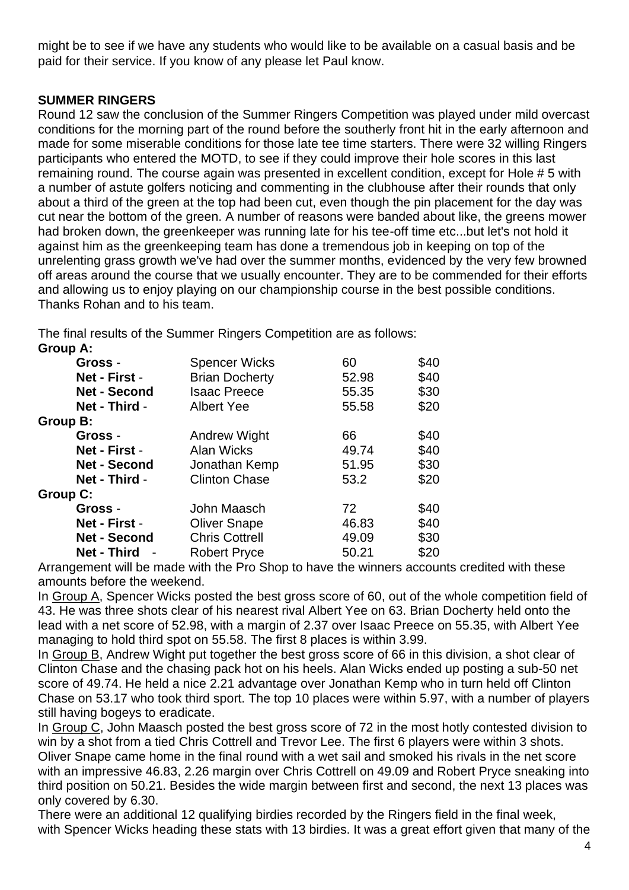might be to see if we have any students who would like to be available on a casual basis and be paid for their service. If you know of any please let Paul know.

**SUMMER RINGERS**

Round 12 saw the conclusion of the Summer Ringers Competition was played under mild overcast conditions for the morning part of the round before the southerly front hit in the early afternoon and made for some miserable conditions for those late tee time starters. There were 32 willing Ringers participants who entered the MOTD, to see if they could improve their hole scores in this last remaining round. The course again was presented in excellent condition, except for Hole # 5 with a number of astute golfers noticing and commenting in the clubhouse after their rounds that only about a third of the green at the top had been cut, even though the pin placement for the day was cut near the bottom of the green. A number of reasons were banded about like, the greens mower had broken down, the greenkeeper was running late for his tee-off time etc...but let's not hold it against him as the greenkeeping team has done a tremendous job in keeping on top of the unrelenting grass growth we've had over the summer months, evidenced by the very few browned off areas around the course that we usually encounter. They are to be commended for their efforts and allowing us to enjoy playing on our championship course in the best possible conditions. Thanks Rohan and to his team.

The final results of the Summer Ringers Competition are as follows:

| | | | |
|---|---|---|---|
| **Group A:** | | | |
| **Gross** - | Spencer Wicks | 60 | $40 |
| **Net - First** - | Brian Docherty | 52.98 | $40 |
| **Net - Second** | Isaac Preece | 55.35 | $30 |
| **Net - Third** - | Albert Yee | 55.58 | $20 |
| **Group B:** | | | |
| **Gross** - | Andrew Wight | 66 | $40 |
| **Net - First** - | Alan Wicks | 49.74 | $40 |
| **Net - Second** | Jonathan Kemp | 51.95 | $30 |
| **Net - Third** - | Clinton Chase | 53.2 | $20 |
| **Group C:** | | | |
| **Gross** - | John Maasch | 72 | $40 |
| **Net - First** - | Oliver Snape | 46.83 | $40 |
| **Net - Second** | Chris Cottrell | 49.09 | $30 |
| **Net - Third** - | Robert Pryce | 50.21 | $20 |

Arrangement will be made with the Pro Shop to have the winners accounts credited with these amounts before the weekend.

In Group A, Spencer Wicks posted the best gross score of 60, out of the whole competition field of 43. He was three shots clear of his nearest rival Albert Yee on 63. Brian Docherty held onto the lead with a net score of 52.98, with a margin of 2.37 over Isaac Preece on 55.35, with Albert Yee managing to hold third spot on 55.58. The first 8 places is within 3.99.

In Group B, Andrew Wight put together the best gross score of 66 in this division, a shot clear of Clinton Chase and the chasing pack hot on his heels. Alan Wicks ended up posting a sub-50 net score of 49.74. He held a nice 2.21 advantage over Jonathan Kemp who in turn held off Clinton Chase on 53.17 who took third sport. The top 10 places were within 5.97, with a number of players still having bogeys to eradicate.

In Group C, John Maasch posted the best gross score of 72 in the most hotly contested division to win by a shot from a tied Chris Cottrell and Trevor Lee. The first 6 players were within 3 shots. Oliver Snape came home in the final round with a wet sail and smoked his rivals in the net score with an impressive 46.83, 2.26 margin over Chris Cottrell on 49.09 and Robert Pryce sneaking into third position on 50.21. Besides the wide margin between first and second, the next 13 places was only covered by 6.30.

There were an additional 12 qualifying birdies recorded by the Ringers field in the final week, with Spencer Wicks heading these stats with 13 birdies. It was a great effort given that many of the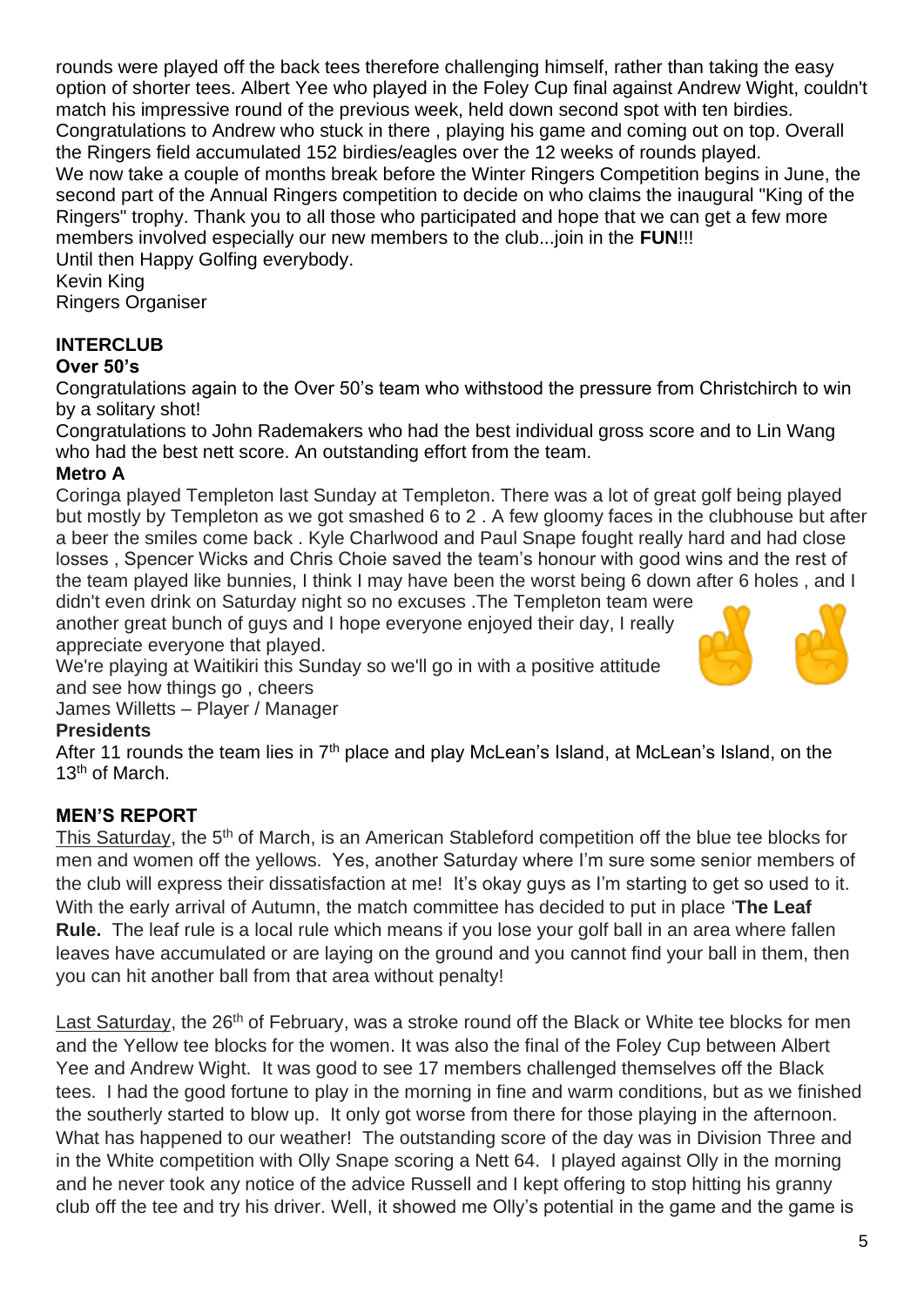rounds were played off the back tees therefore challenging himself, rather than taking the easy option of shorter tees. Albert Yee who played in the Foley Cup final against Andrew Wight, couldn't match his impressive round of the previous week, held down second spot with ten birdies. Congratulations to Andrew who stuck in there , playing his game and coming out on top. Overall the Ringers field accumulated 152 birdies/eagles over the 12 weeks of rounds played.

We now take a couple of months break before the Winter Ringers Competition begins in June, the second part of the Annual Ringers competition to decide on who claims the inaugural "King of the Ringers" trophy. Thank you to all those who participated and hope that we can get a few more members involved especially our new members to the club...join in the **FUN**!!!

Until then Happy Golfing everybody.

Kevin King

Ringers Organiser

## INTERCLUB

### Over 50's

Congratulations again to the Over 50's team who withstood the pressure from Christchirch to win by a solitary shot!

Congratulations to John Rademakers who had the best individual gross score and to Lin Wang who had the best nett score. An outstanding effort from the team.

### Metro A

Coringa played Templeton last Sunday at Templeton. There was a lot of great golf being played but mostly by Templeton as we got smashed 6 to 2 . A few gloomy faces in the clubhouse but after a beer the smiles come back . Kyle Charlwood and Paul Snape fought really hard and had close losses , Spencer Wicks and Chris Choie saved the team's honour with good wins and the rest of the team played like bunnies, I think I may have been the worst being 6 down after 6 holes , and I didn't even drink on Saturday night so no excuses .The Templeton team were another great bunch of guys and I hope everyone enjoyed their day, I really appreciate everyone that played.

We're playing at Waitikiri this Sunday so we'll go in with a positive attitude and see how things go , cheers 🤞 🤞

James Willetts – Player / Manager

### Presidents

After 11 rounds the team lies in 7th place and play McLean's Island, at McLean's Island, on the 13th of March.

## MEN'S REPORT

This Saturday, the 5th of March, is an American Stableford competition off the blue tee blocks for men and women off the yellows. Yes, another Saturday where I'm sure some senior members of the club will express their dissatisfaction at me! It's okay guys as I'm starting to get so used to it. With the early arrival of Autumn, the match committee has decided to put in place '**The Leaf Rule.** The leaf rule is a local rule which means if you lose your golf ball in an area where fallen leaves have accumulated or are laying on the ground and you cannot find your ball in them, then you can hit another ball from that area without penalty!

Last Saturday, the 26th of February, was a stroke round off the Black or White tee blocks for men and the Yellow tee blocks for the women. It was also the final of the Foley Cup between Albert Yee and Andrew Wight. It was good to see 17 members challenged themselves off the Black tees. I had the good fortune to play in the morning in fine and warm conditions, but as we finished the southerly started to blow up. It only got worse from there for those playing in the afternoon. What has happened to our weather! The outstanding score of the day was in Division Three and in the White competition with Olly Snape scoring a Nett 64. I played against Olly in the morning and he never took any notice of the advice Russell and I kept offering to stop hitting his granny club off the tee and try his driver. Well, it showed me Olly's potential in the game and the game is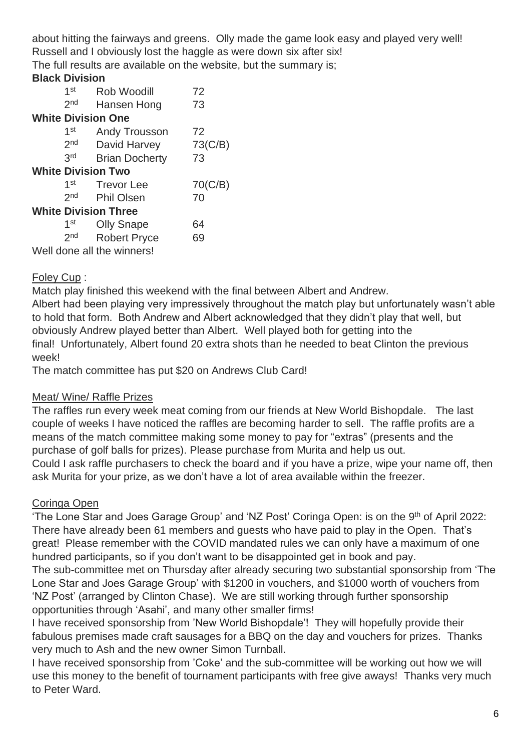about hitting the fairways and greens. Olly made the game look easy and played very well! Russell and I obviously lost the haggle as were down six after six!
The full results are available on the website, but the summary is;

**Black Division**

| | | |
|---|---|---|
| 1st | Rob Woodill | 72 |
| 2nd | Hansen Hong | 73 |

**White Division One**

| | | |
|---|---|---|
| 1st | Andy Trousson | 72 |
| 2nd | David Harvey | 73(C/B) |
| 3rd | Brian Docherty | 73 |

**White Division Two**

| | | |
|---|---|---|
| 1st | Trevor Lee | 70(C/B) |
| 2nd | Phil Olsen | 70 |

**White Division Three**

| | | |
|---|---|---|
| 1st | Olly Snape | 64 |
| 2nd | Robert Pryce | 69 |

Well done all the winners!

Foley Cup :

Match play finished this weekend with the final between Albert and Andrew.
Albert had been playing very impressively throughout the match play but unfortunately wasn't able to hold that form. Both Andrew and Albert acknowledged that they didn't play that well, but obviously Andrew played better than Albert. Well played both for getting into the final! Unfortunately, Albert found 20 extra shots than he needed to beat Clinton the previous week!
The match committee has put $20 on Andrews Club Card!

Meat/ Wine/ Raffle Prizes

The raffles run every week meat coming from our friends at New World Bishopdale. The last couple of weeks I have noticed the raffles are becoming harder to sell. The raffle profits are a means of the match committee making some money to pay for "extras" (presents and the purchase of golf balls for prizes). Please purchase from Murita and help us out.
Could I ask raffle purchasers to check the board and if you have a prize, wipe your name off, then ask Murita for your prize, as we don't have a lot of area available within the freezer.

Coringa Open

'The Lone Star and Joes Garage Group' and 'NZ Post' Coringa Open: is on the 9th of April 2022: There have already been 61 members and guests who have paid to play in the Open. That's great! Please remember with the COVID mandated rules we can only have a maximum of one hundred participants, so if you don't want to be disappointed get in book and pay.
The sub-committee met on Thursday after already securing two substantial sponsorship from 'The Lone Star and Joes Garage Group' with $1200 in vouchers, and $1000 worth of vouchers from 'NZ Post' (arranged by Clinton Chase). We are still working through further sponsorship opportunities through 'Asahi', and many other smaller firms!
I have received sponsorship from 'New World Bishopdale'! They will hopefully provide their fabulous premises made craft sausages for a BBQ on the day and vouchers for prizes. Thanks very much to Ash and the new owner Simon Turnball.
I have received sponsorship from 'Coke' and the sub-committee will be working out how we will use this money to the benefit of tournament participants with free give aways! Thanks very much to Peter Ward.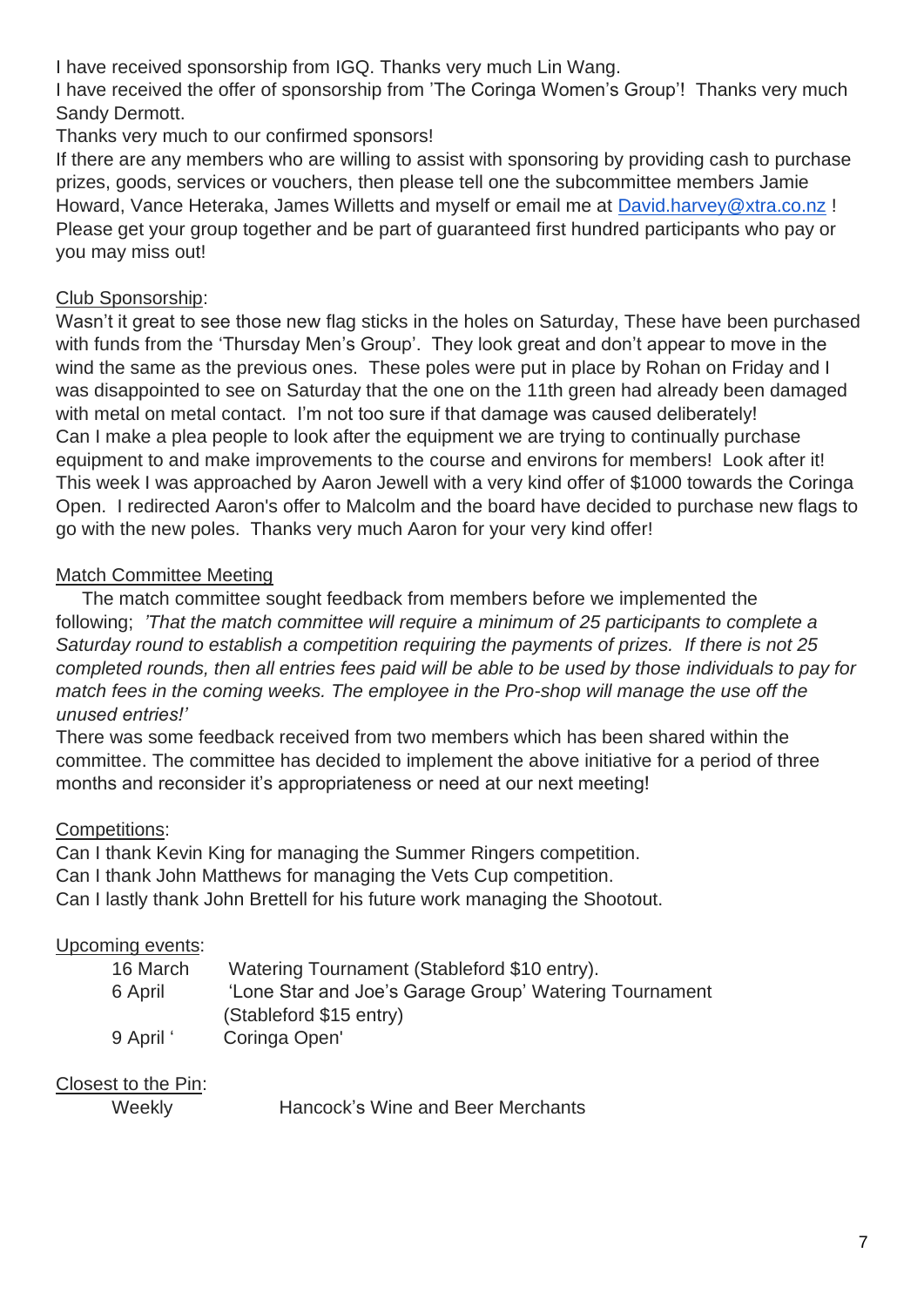I have received sponsorship from IGQ. Thanks very much Lin Wang.
I have received the offer of sponsorship from 'The Coringa Women's Group'! Thanks very much Sandy Dermott.
Thanks very much to our confirmed sponsors!
If there are any members who are willing to assist with sponsoring by providing cash to purchase prizes, goods, services or vouchers, then please tell one the subcommittee members Jamie Howard, Vance Heteraka, James Willetts and myself or email me at David.harvey@xtra.co.nz !
Please get your group together and be part of guaranteed first hundred participants who pay or you may miss out!

Club Sponsorship:

Wasn't it great to see those new flag sticks in the holes on Saturday, These have been purchased with funds from the 'Thursday Men's Group'. They look great and don't appear to move in the wind the same as the previous ones. These poles were put in place by Rohan on Friday and I was disappointed to see on Saturday that the one on the 11th green had already been damaged with metal on metal contact. I'm not too sure if that damage was caused deliberately!
Can I make a plea people to look after the equipment we are trying to continually purchase equipment to and make improvements to the course and environs for members! Look after it!
This week I was approached by Aaron Jewell with a very kind offer of $1000 towards the Coringa Open. I redirected Aaron's offer to Malcolm and the board have decided to purchase new flags to go with the new poles. Thanks very much Aaron for your very kind offer!

Match Committee Meeting

The match committee sought feedback from members before we implemented the following; *'That the match committee will require a minimum of 25 participants to complete a Saturday round to establish a competition requiring the payments of prizes. If there is not 25 completed rounds, then all entries fees paid will be able to be used by those individuals to pay for match fees in the coming weeks. The employee in the Pro-shop will manage the use off the unused entries!'*
There was some feedback received from two members which has been shared within the committee. The committee has decided to implement the above initiative for a period of three months and reconsider it's appropriateness or need at our next meeting!

Competitions:

Can I thank Kevin King for managing the Summer Ringers competition.
Can I thank John Matthews for managing the Vets Cup competition.
Can I lastly thank John Brettell for his future work managing the Shootout.

Upcoming events:

| | |
|---|---|
| 16 March | Watering Tournament (Stableford $10 entry). |
| 6 April | 'Lone Star and Joe's Garage Group' Watering Tournament (Stableford $15 entry) |
| 9 April ' | Coringa Open' |

Closest to the Pin:

| | |
|---|---|
| Weekly | Hancock's Wine and Beer Merchants |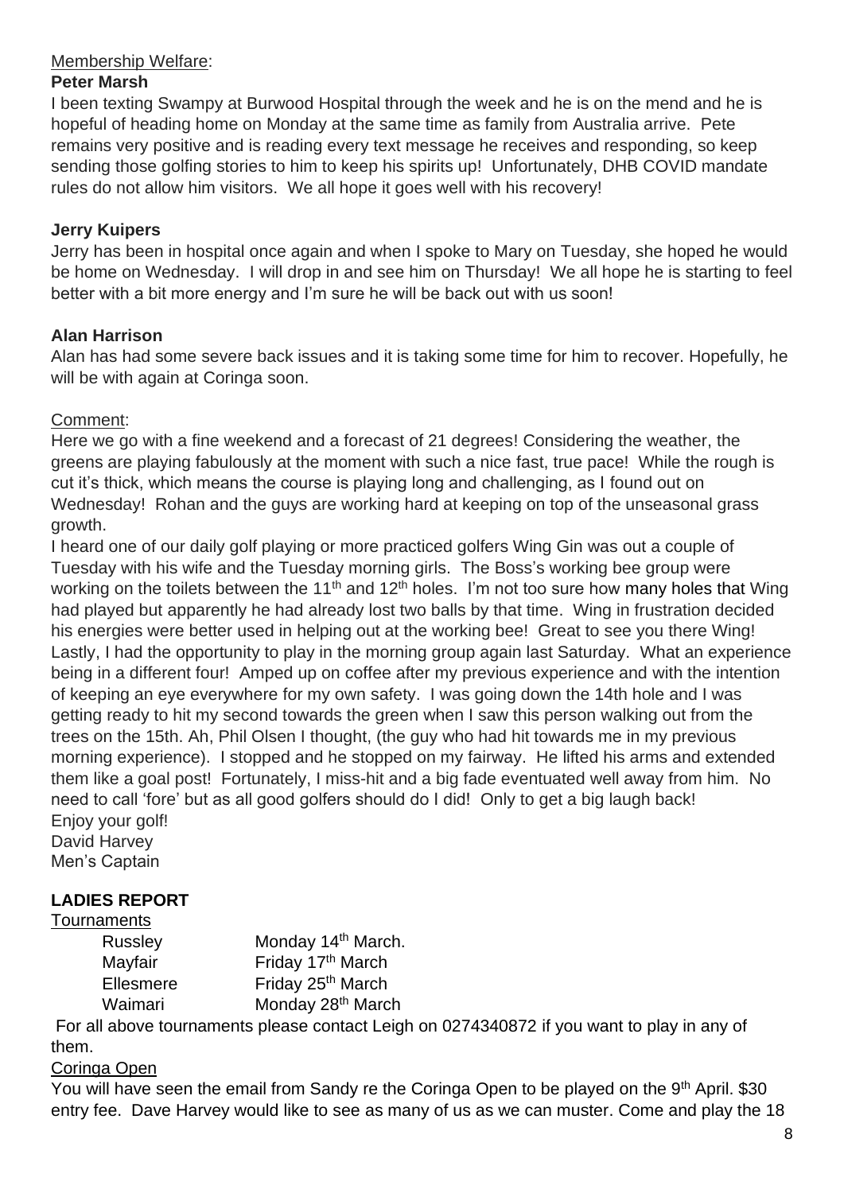Membership Welfare:

**Peter Marsh**

I been texting Swampy at Burwood Hospital through the week and he is on the mend and he is hopeful of heading home on Monday at the same time as family from Australia arrive. Pete remains very positive and is reading every text message he receives and responding, so keep sending those golfing stories to him to keep his spirits up! Unfortunately, DHB COVID mandate rules do not allow him visitors. We all hope it goes well with his recovery!

**Jerry Kuipers**

Jerry has been in hospital once again and when I spoke to Mary on Tuesday, she hoped he would be home on Wednesday. I will drop in and see him on Thursday! We all hope he is starting to feel better with a bit more energy and I'm sure he will be back out with us soon!

**Alan Harrison**

Alan has had some severe back issues and it is taking some time for him to recover. Hopefully, he will be with again at Coringa soon.

Comment:

Here we go with a fine weekend and a forecast of 21 degrees! Considering the weather, the greens are playing fabulously at the moment with such a nice fast, true pace! While the rough is cut it's thick, which means the course is playing long and challenging, as I found out on Wednesday! Rohan and the guys are working hard at keeping on top of the unseasonal grass growth.

I heard one of our daily golf playing or more practiced golfers Wing Gin was out a couple of Tuesday with his wife and the Tuesday morning girls. The Boss's working bee group were working on the toilets between the 11th and 12th holes. I'm not too sure how many holes that Wing had played but apparently he had already lost two balls by that time. Wing in frustration decided his energies were better used in helping out at the working bee! Great to see you there Wing!

Lastly, I had the opportunity to play in the morning group again last Saturday. What an experience being in a different four! Amped up on coffee after my previous experience and with the intention of keeping an eye everywhere for my own safety. I was going down the 14th hole and I was getting ready to hit my second towards the green when I saw this person walking out from the trees on the 15th. Ah, Phil Olsen I thought, (the guy who had hit towards me in my previous morning experience). I stopped and he stopped on my fairway. He lifted his arms and extended them like a goal post! Fortunately, I miss-hit and a big fade eventuated well away from him. No need to call 'fore' but as all good golfers should do I did! Only to get a big laugh back!

Enjoy your golf!

David Harvey

Men's Captain

**LADIES REPORT**

Tournaments

| | |
|---|---|
| Russley | Monday 14th March. |
| Mayfair | Friday 17th March |
| Ellesmere | Friday 25th March |
| Waimari | Monday 28th March |

For all above tournaments please contact Leigh on 0274340872 if you want to play in any of them.

Coringa Open

You will have seen the email from Sandy re the Coringa Open to be played on the 9th April. $30 entry fee. Dave Harvey would like to see as many of us as we can muster. Come and play the 18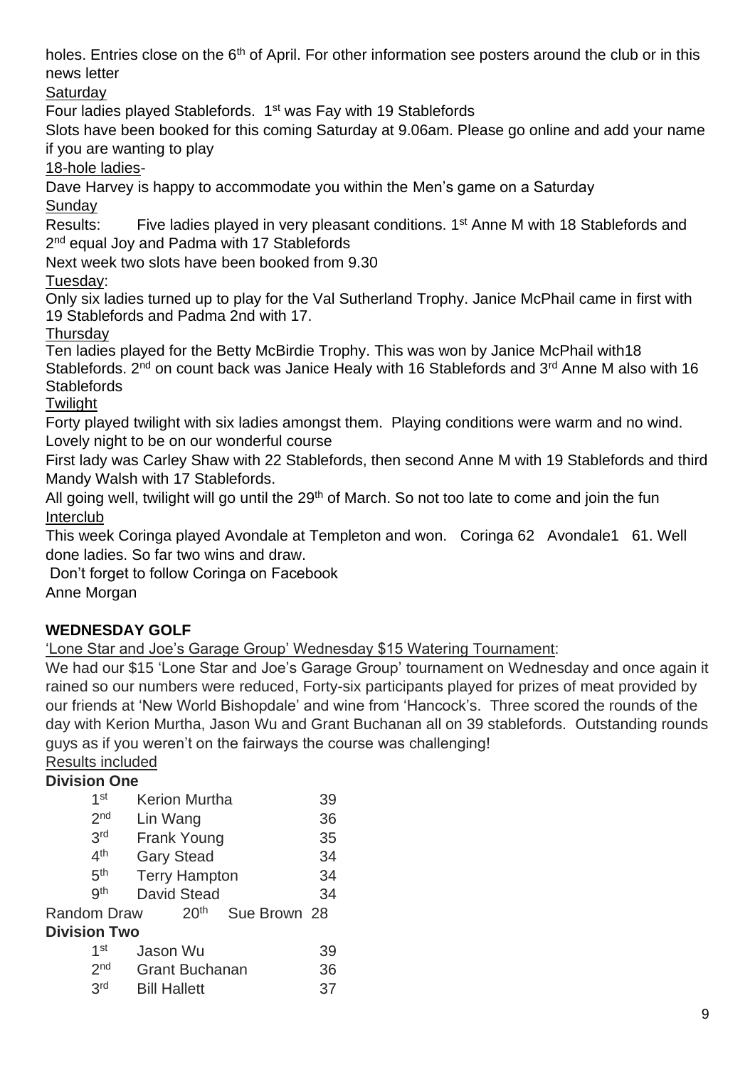holes. Entries close on the 6th of April. For other information see posters around the club or in this news letter

Saturday

Four ladies played Stablefords. 1st was Fay with 19 Stablefords

Slots have been booked for this coming Saturday at 9.06am. Please go online and add your name if you are wanting to play

18-hole ladies-

Dave Harvey is happy to accommodate you within the Men's game on a Saturday

Sunday

Results: Five ladies played in very pleasant conditions. 1st Anne M with 18 Stablefords and 2nd equal Joy and Padma with 17 Stablefords

Next week two slots have been booked from 9.30

Tuesday:

Only six ladies turned up to play for the Val Sutherland Trophy. Janice McPhail came in first with 19 Stablefords and Padma 2nd with 17.

Thursday

Ten ladies played for the Betty McBirdie Trophy. This was won by Janice McPhail with18 Stablefords. 2nd on count back was Janice Healy with 16 Stablefords and 3rd Anne M also with 16 Stablefords

Twilight

Forty played twilight with six ladies amongst them. Playing conditions were warm and no wind. Lovely night to be on our wonderful course

First lady was Carley Shaw with 22 Stablefords, then second Anne M with 19 Stablefords and third Mandy Walsh with 17 Stablefords.

All going well, twilight will go until the 29th of March. So not too late to come and join the fun

Interclub

This week Coringa played Avondale at Templeton and won. Coringa 62 Avondale1 61. Well done ladies. So far two wins and draw.

Don't forget to follow Coringa on Facebook

Anne Morgan

**WEDNESDAY GOLF**

'Lone Star and Joe's Garage Group' Wednesday $15 Watering Tournament:

We had our $15 'Lone Star and Joe's Garage Group' tournament on Wednesday and once again it rained so our numbers were reduced, Forty-six participants played for prizes of meat provided by our friends at 'New World Bishopdale' and wine from 'Hancock's. Three scored the rounds of the day with Kerion Murtha, Jason Wu and Grant Buchanan all on 39 stablefords. Outstanding rounds guys as if you weren't on the fairways the course was challenging!

Results included

**Division One**

| | | |
|---|---|---|
| 1st | Kerion Murtha | 39 |
| 2nd | Lin Wang | 36 |
| 3rd | Frank Young | 35 |
| 4th | Gary Stead | 34 |
| 5th | Terry Hampton | 34 |
| 9th | David Stead | 34 |
| Random Draw 20th | Sue Brown | 28 |

**Division Two**

| | | |
|---|---|---|
| 1st | Jason Wu | 39 |
| 2nd | Grant Buchanan | 36 |
| 3rd | Bill Hallett | 37 |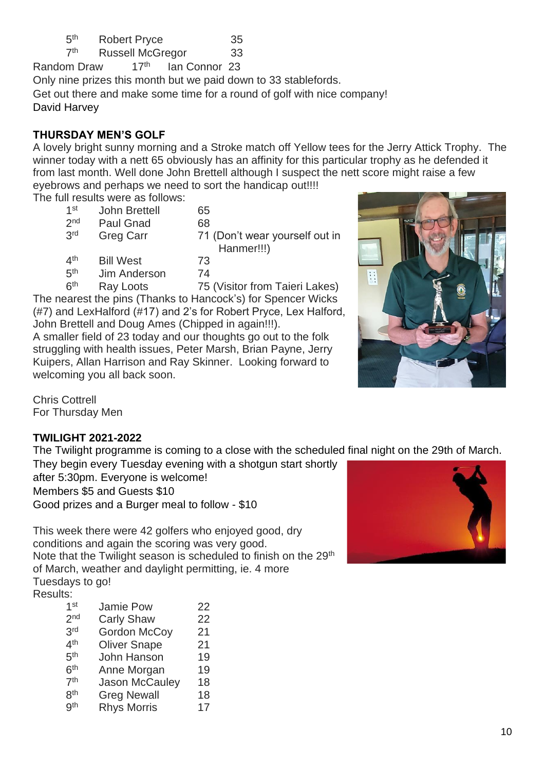| | | |
|---|---|---|
| 5th | Robert Pryce | 35 |
| 7th | Russell McGregor | 33 |

Random Draw 17th Ian Connor 23

Only nine prizes this month but we paid down to 33 stablefords.

Get out there and make some time for a round of golf with nice company!

David Harvey

**THURSDAY MEN'S GOLF**

A lovely bright sunny morning and a Stroke match off Yellow tees for the Jerry Attick Trophy. The winner today with a nett 65 obviously has an affinity for this particular trophy as he defended it from last month. Well done John Brettell although I suspect the nett score might raise a few eyebrows and perhaps we need to sort the handicap out!!!!

The full results were as follows:

| | | |
|---|---|---|
| 1st | John Brettell | 65 |
| 2nd | Paul Gnad | 68 |
| 3rd | Greg Carr | 71 (Don't wear yourself out in Hanmer!!!) |
| 4th | Bill West | 73 |
| 5th | Jim Anderson | 74 |
| 6th | Ray Loots | 75 (Visitor from Taieri Lakes) |

The nearest the pins (Thanks to Hancock's) for Spencer Wicks (#7) and LexHalford (#17) and 2's for Robert Pryce, Lex Halford, John Brettell and Doug Ames (Chipped in again!!!).

A smaller field of 23 today and our thoughts go out to the folk struggling with health issues, Peter Marsh, Brian Payne, Jerry Kuipers, Allan Harrison and Ray Skinner. Looking forward to welcoming you all back soon.

Chris Cottrell
For Thursday Men

**TWILIGHT 2021-2022**

The Twilight programme is coming to a close with the scheduled final night on the 29th of March.

They begin every Tuesday evening with a shotgun start shortly after 5:30pm. Everyone is welcome!

Members $5 and Guests $10

Good prizes and a Burger meal to follow - $10

This week there were 42 golfers who enjoyed good, dry conditions and again the scoring was very good.

Note that the Twilight season is scheduled to finish on the 29th of March, weather and daylight permitting, ie. 4 more Tuesdays to go!

Results:

| | | |
|---|---|---|
| 1st | Jamie Pow | 22 |
| 2nd | Carly Shaw | 22 |
| 3rd | Gordon McCoy | 21 |
| 4th | Oliver Snape | 21 |
| 5th | John Hanson | 19 |
| 6th | Anne Morgan | 19 |
| 7th | Jason McCauley | 18 |
| 8th | Greg Newall | 18 |
| 9th | Rhys Morris | 17 |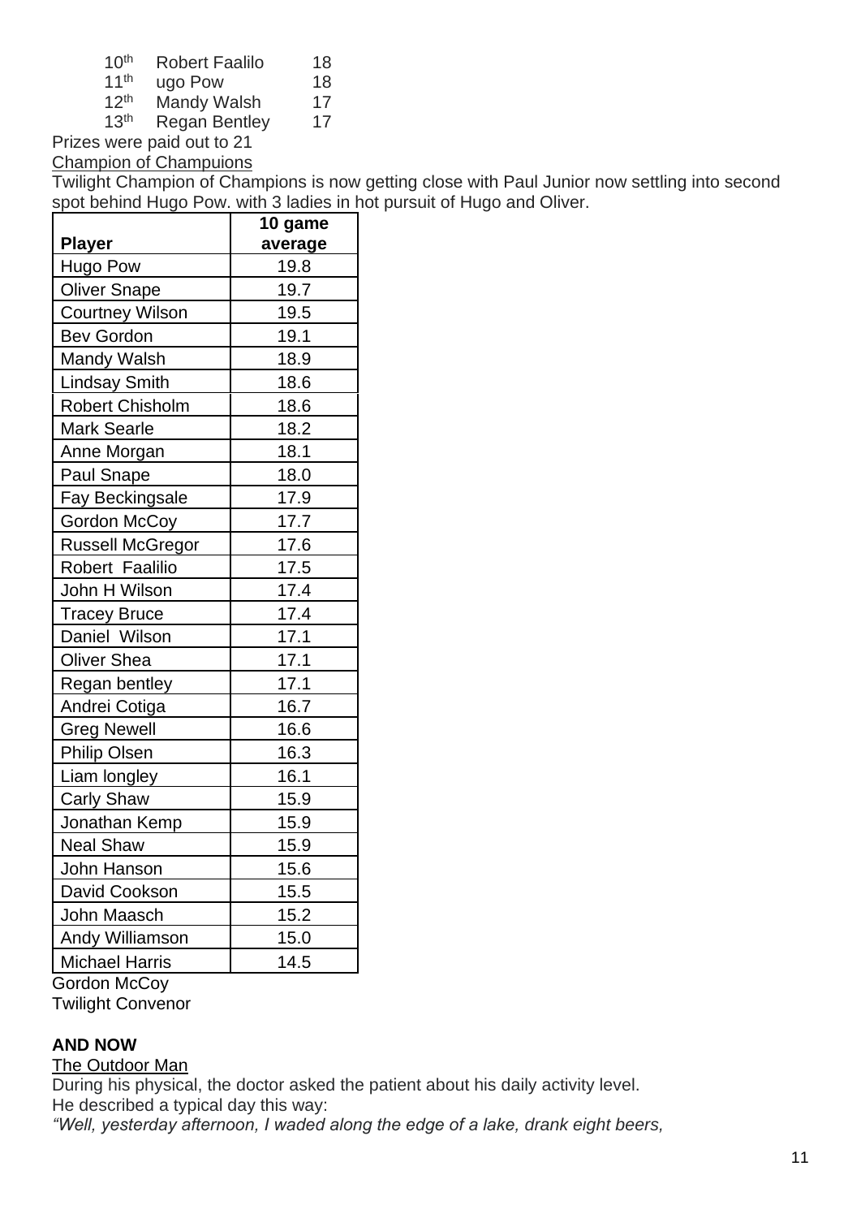| | | |
|---|---|---|
| 10th | Robert Faalilo | 18 |
| 11th | ugo Pow | 18 |
| 12th | Mandy Walsh | 17 |
| 13th | Regan Bentley | 17 |

Prizes were paid out to 21

Champion of Champuions

Twilight Champion of Champions is now getting close with Paul Junior now settling into second spot behind Hugo Pow. with 3 ladies in hot pursuit of Hugo and Oliver.

| Player | 10 game average |
|---|---|
| Hugo Pow | 19.8 |
| Oliver Snape | 19.7 |
| Courtney Wilson | 19.5 |
| Bev Gordon | 19.1 |
| Mandy Walsh | 18.9 |
| Lindsay Smith | 18.6 |
| Robert Chisholm | 18.6 |
| Mark Searle | 18.2 |
| Anne Morgan | 18.1 |
| Paul Snape | 18.0 |
| Fay Beckingsale | 17.9 |
| Gordon McCoy | 17.7 |
| Russell McGregor | 17.6 |
| Robert Faalilio | 17.5 |
| John H Wilson | 17.4 |
| Tracey Bruce | 17.4 |
| Daniel Wilson | 17.1 |
| Oliver Shea | 17.1 |
| Regan bentley | 17.1 |
| Andrei Cotiga | 16.7 |
| Greg Newell | 16.6 |
| Philip Olsen | 16.3 |
| Liam longley | 16.1 |
| Carly Shaw | 15.9 |
| Jonathan Kemp | 15.9 |
| Neal Shaw | 15.9 |
| John Hanson | 15.6 |
| David Cookson | 15.5 |
| John Maasch | 15.2 |
| Andy Williamson | 15.0 |
| Michael Harris | 14.5 |

Gordon McCoy
Twilight Convenor

**AND NOW**

The Outdoor Man

During his physical, the doctor asked the patient about his daily activity level.
He described a typical day this way:
*"Well, yesterday afternoon, I waded along the edge of a lake, drank eight beers,*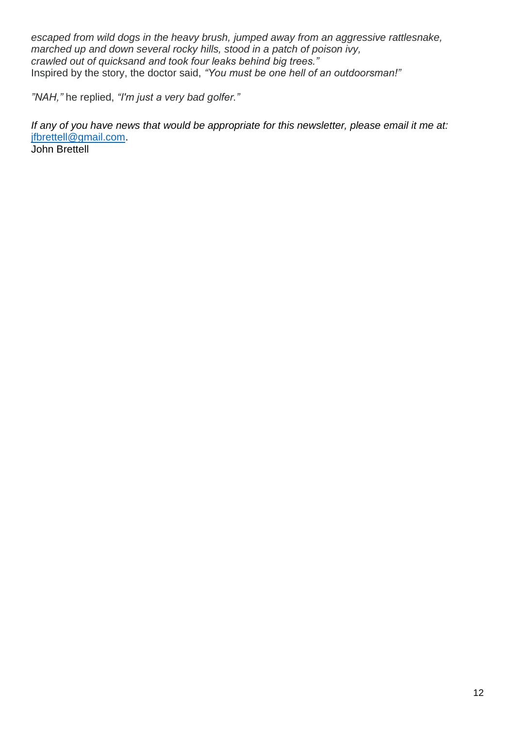*escaped from wild dogs in the heavy brush, jumped away from an aggressive rattlesnake,*
*marched up and down several rocky hills, stood in a patch of poison ivy,*
*crawled out of quicksand and took four leaks behind big trees."*
Inspired by the story, the doctor said, *"You must be one hell of an outdoorsman!"*

*"NAH,"* he replied, *"I'm just a very bad golfer."*

*If any of you have news that would be appropriate for this newsletter, please email it me at:* [jfbrettell@gmail.com](mailto:jfbrettell@gmail.com).
John Brettell